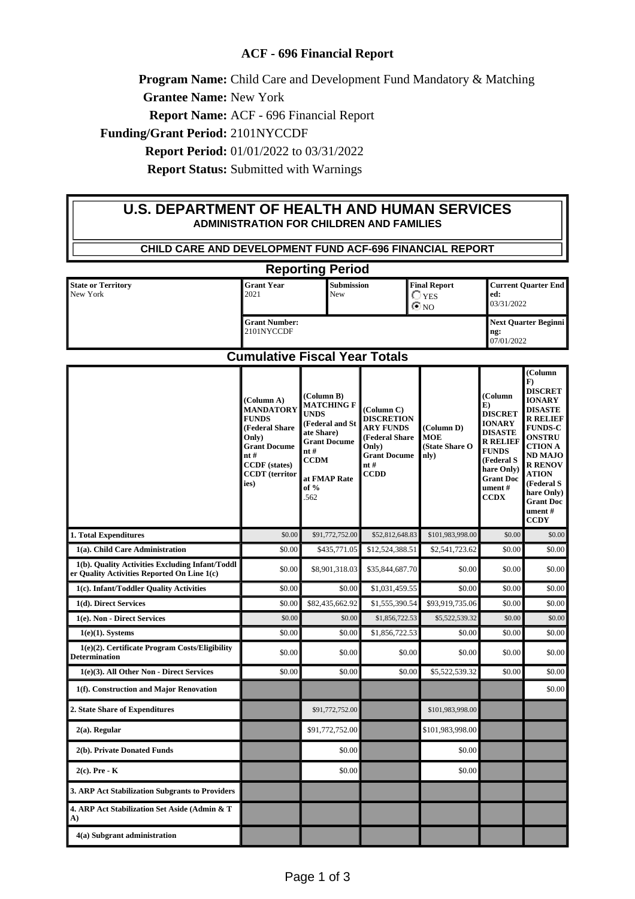# ACF - 696 Financial Report

**Program Name:** Child Care and Development Fund Mandatory & Matching

**Grantee Name:** New York

**Report Name:** ACF - 696 Financial Report

**Funding/Grant Period:** 2101NYCCDF

**Report Period:** 01/01/2022 to 03/31/2022

**Report Status:** Submitted with Warnings

## U.S. DEPARTMENT OF HEALTH AND HUMAN SERVICES

### ADMINISTRATION FOR CHILDREN AND FAMILIES

### CHILD CARE AND DEVELOPMENT FUND ACF-696 FINANCIAL REPORT

### Reporting Period

| State or Territory | Grant Year | Submission | Final Report | Current Quarter Ended: |
|---|---|---|---|---|
| New York | 2021 | New | ○ YES ◉ NO | 03/31/2022 |
| | Grant Number: 2101NYCCDF | | | Next Quarter Beginning: 07/01/2022 |

### Cumulative Fiscal Year Totals

| | (Column A) MANDATORY FUNDS (Federal Share Only) Grant Document # CCDF (states) CCDT (territories) | (Column B) MATCHING FUNDS (Federal and State Share) Grant Document # CCDM at FMAP Rate of % .562 | (Column C) DISCRETIONARY FUNDS (Federal Share Only) Grant Document # CCDD | (Column D) MOE (State Share Only) | (Column E) DISCRETIONARY DISASTER RELIEF FUNDS (Federal Share Only) Grant Document # CCDX | (Column F) DISCRETIONARY DISASTER RELIEF FUNDS-CONSTRUCTION AND MAJOR RENOVATION (Federal Share Only) Grant Document # CCDY |
|---|---|---|---|---|---|---|
| **1. Total Expenditures** | $0.00 | $91,772,752.00 | $52,812,648.83 | $101,983,998.00 | $0.00 | $0.00 |
| **1(a). Child Care Administration** | $0.00 | $435,771.05 | $12,524,388.51 | $2,541,723.62 | $0.00 | $0.00 |
| **1(b). Quality Activities Excluding Infant/Toddler Quality Activities Reported On Line 1(c)** | $0.00 | $8,901,318.03 | $35,844,687.70 | $0.00 | $0.00 | $0.00 |
| **1(c). Infant/Toddler Quality Activities** | $0.00 | $0.00 | $1,031,459.55 | $0.00 | $0.00 | $0.00 |
| **1(d). Direct Services** | $0.00 | $82,435,662.92 | $1,555,390.54 | $93,919,735.06 | $0.00 | $0.00 |
| **1(e). Non - Direct Services** | $0.00 | $0.00 | $1,856,722.53 | $5,522,539.32 | $0.00 | $0.00 |
| **1(e)(1). Systems** | $0.00 | $0.00 | $1,856,722.53 | $0.00 | $0.00 | $0.00 |
| **1(e)(2). Certificate Program Costs/Eligibility Determination** | $0.00 | $0.00 | $0.00 | $0.00 | $0.00 | $0.00 |
| **1(e)(3). All Other Non - Direct Services** | $0.00 | $0.00 | $0.00 | $5,522,539.32 | $0.00 | $0.00 |
| **1(f). Construction and Major Renovation** | | | | | | $0.00 |
| **2. State Share of Expenditures** | | $91,772,752.00 | | $101,983,998.00 | | |
| **2(a). Regular** | | $91,772,752.00 | | $101,983,998.00 | | |
| **2(b). Private Donated Funds** | | $0.00 | | $0.00 | | |
| **2(c). Pre - K** | | $0.00 | | $0.00 | | |
| **3. ARP Act Stabilization Subgrants to Providers** | | | | | | |
| **4. ARP Act Stabilization Set Aside (Admin & TA)** | | | | | | |
| **4(a) Subgrant administration** | | | | | | |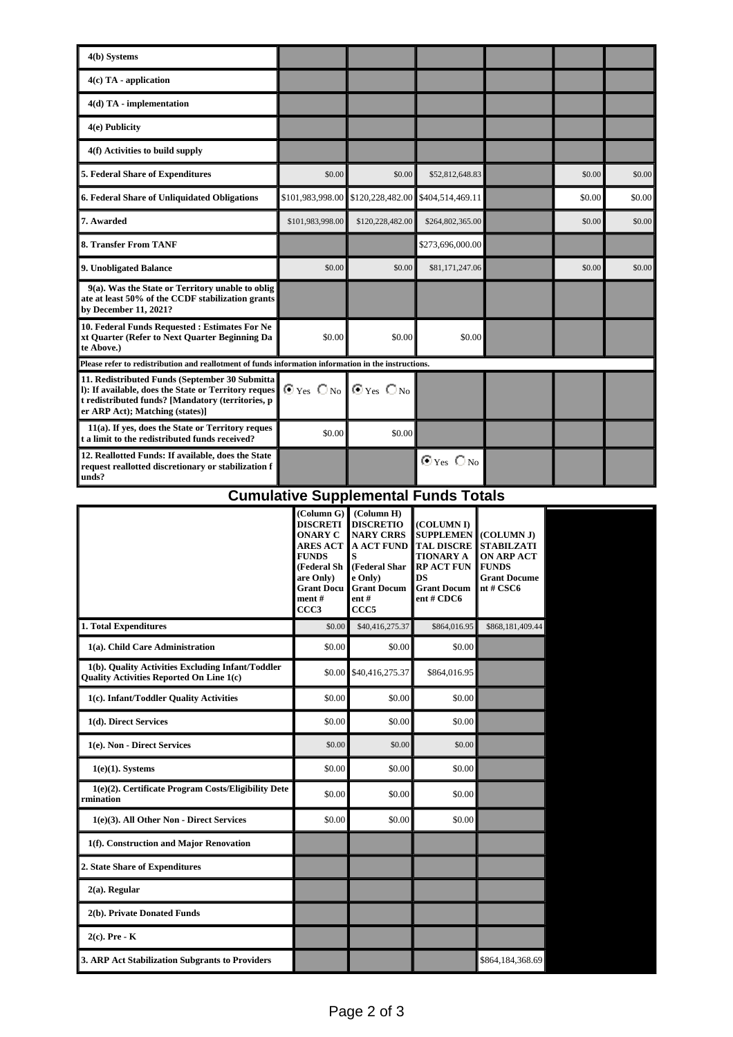| | | | | | | |
|---|---|---|---|---|---|---|
| 4(b) Systems | | | | | | |
| 4(c) TA - application | | | | | | |
| 4(d) TA - implementation | | | | | | |
| 4(e) Publicity | | | | | | |
| 4(f) Activities to build supply | | | | | | |
| 5. Federal Share of Expenditures | $0.00 | $0.00 | $52,812,648.83 | | $0.00 | $0.00 |
| 6. Federal Share of Unliquidated Obligations | $101,983,998.00 | $120,228,482.00 | $404,514,469.11 | | $0.00 | $0.00 |
| 7. Awarded | $101,983,998.00 | $120,228,482.00 | $264,802,365.00 | | $0.00 | $0.00 |
| 8. Transfer From TANF | | | $273,696,000.00 | | | |
| 9. Unobligated Balance | $0.00 | $0.00 | $81,171,247.06 | | $0.00 | $0.00 |
| 9(a). Was the State or Territory unable to obligate at least 50% of the CCDF stabilization grants by December 11, 2021? | | | | | | |
| 10. Federal Funds Requested : Estimates For Next Quarter (Refer to Next Quarter Beginning Date Above.) | $0.00 | $0.00 | $0.00 | | | |
| Please refer to redistribution and reallotment of funds information information in the instructions. | | | | | | |
| 11. Redistributed Funds (September 30 Submittal): If available, does the State or Territory request redistributed funds? [Mandatory (territories, per ARP Act); Matching (states)] | ◉ Yes ○ No | ◉ Yes ○ No | | | | |
| 11(a). If yes, does the State or Territory request a limit to the redistributed funds received? | $0.00 | $0.00 | | | | |
| 12. Reallotted Funds: If available, does the State request reallotted discretionary or stabilization funds? | | | ◉ Yes ○ No | | | |

## Cumulative Supplemental Funds Totals

| | (Column G) DISCRETIONARY CARES ACT FUNDS (Federal Share Only) Grant Document # CCC3 | (Column H) DISCRETIONARY CRRSA ACT FUNDS (Federal Share Only) Grant Document # CCC5 | (COLUMN I) SUPPLEMENTAL DISCRETIONARY ARP ACT FUNDS Grant Document # CDC6 | (COLUMN J) STABILZATION ARP ACT FUNDS Grant Document # CSC6 |
|---|---|---|---|---|
| 1. Total Expenditures | $0.00 | $40,416,275.37 | $864,016.95 | $868,181,409.44 |
| 1(a). Child Care Administration | $0.00 | $0.00 | $0.00 | |
| 1(b). Quality Activities Excluding Infant/Toddler Quality Activities Reported On Line 1(c) | $0.00 | $40,416,275.37 | $864,016.95 | |
| 1(c). Infant/Toddler Quality Activities | $0.00 | $0.00 | $0.00 | |
| 1(d). Direct Services | $0.00 | $0.00 | $0.00 | |
| 1(e). Non - Direct Services | $0.00 | $0.00 | $0.00 | |
| 1(e)(1). Systems | $0.00 | $0.00 | $0.00 | |
| 1(e)(2). Certificate Program Costs/Eligibility Determination | $0.00 | $0.00 | $0.00 | |
| 1(e)(3). All Other Non - Direct Services | $0.00 | $0.00 | $0.00 | |
| 1(f). Construction and Major Renovation | | | | |
| 2. State Share of Expenditures | | | | |
| 2(a). Regular | | | | |
| 2(b). Private Donated Funds | | | | |
| 2(c). Pre - K | | | | |
| 3. ARP Act Stabilization Subgrants to Providers | | | | $864,184,368.69 |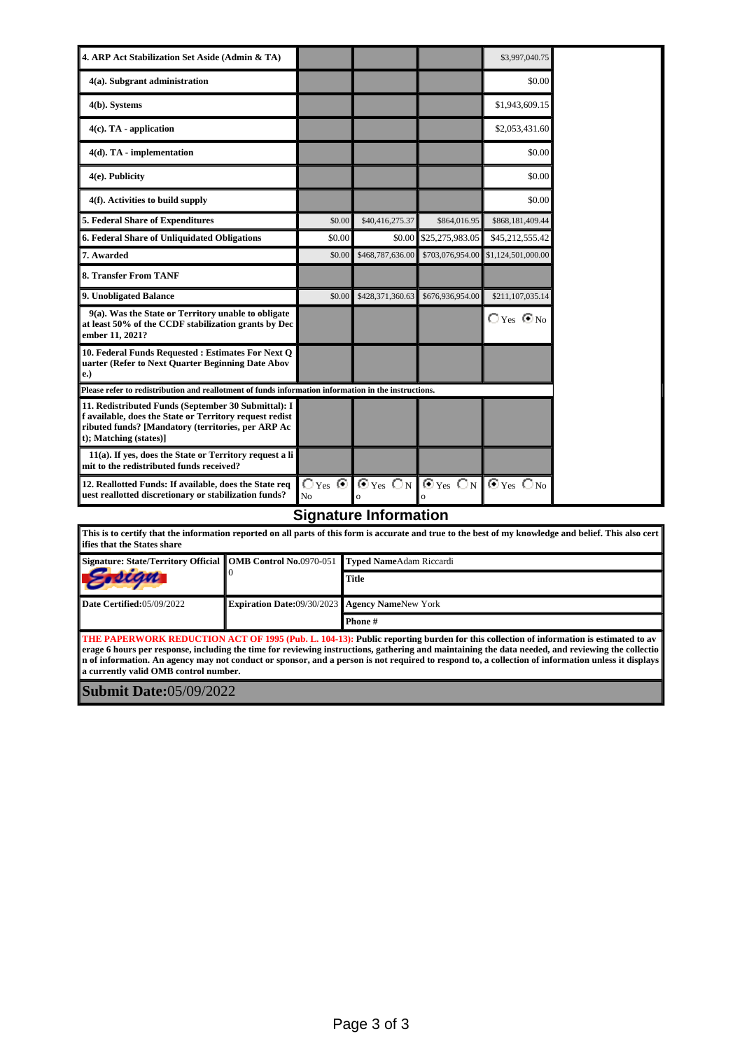| | | | | | |
|---|---|---|---|---|---|
| **4. ARP Act Stabilization Set Aside (Admin & TA)** | | | | $3,997,040.75 | |
| **4(a). Subgrant administration** | | | | $0.00 | |
| **4(b). Systems** | | | | $1,943,609.15 | |
| **4(c). TA - application** | | | | $2,053,431.60 | |
| **4(d). TA - implementation** | | | | $0.00 | |
| **4(e). Publicity** | | | | $0.00 | |
| **4(f). Activities to build supply** | | | | $0.00 | |
| **5. Federal Share of Expenditures** | $0.00 | $40,416,275.37 | $864,016.95 | $868,181,409.44 | |
| **6. Federal Share of Unliquidated Obligations** | $0.00 | $0.00 | $25,275,983.05 | $45,212,555.42 | |
| **7. Awarded** | $0.00 | $468,787,636.00 | $703,076,954.00 | $1,124,501,000.00 | |
| **8. Transfer From TANF** | | | | | |
| **9. Unobligated Balance** | $0.00 | $428,371,360.63 | $676,936,954.00 | $211,107,035.14 | |
| **9(a). Was the State or Territory unable to obligate at least 50% of the CCDF stabilization grants by December 11, 2021?** | | | | ○ Yes ◉ No | |
| **10. Federal Funds Requested : Estimates For Next Quarter (Refer to Next Quarter Beginning Date Above.)** | | | | | |
| **Please refer to redistribution and reallotment of funds information information in the instructions.** | | | | | |
| **11. Redistributed Funds (September 30 Submittal): If available, does the State or Territory request redistributed funds? [Mandatory (territories, per ARP Act); Matching (states)]** | | | | | |
| **11(a). If yes, does the State or Territory request a limit to the redistributed funds received?** | | | | | |
| **12. Reallotted Funds: If available, does the State request reallotted discretionary or stabilization funds?** | ○ Yes ◉ No | ◉ Yes ○ No | ◉ Yes ○ No | ◉ Yes ○ No | |

## Signature Information

**This is to certify that the information reported on all parts of this form is accurate and true to the best of my knowledge and belief. This also certifies that the States share**

| | | |
|---|---|---|
| **Signature: State/Territory Official** Esign | **OMB Control No.**0970-0510 | **Typed Name**Adam Riccardi |
| | | **Title** |
| **Date Certified:**05/09/2022 | **Expiration Date:**09/30/2023 | **Agency Name**New York |
| | | **Phone #** |

**THE PAPERWORK REDUCTION ACT OF 1995 (Pub. L. 104-13): Public reporting burden for this collection of information is estimated to average 6 hours per response, including the time for reviewing instructions, gathering and maintaining the data needed, and reviewing the collection of information. An agency may not conduct or sponsor, and a person is not required to respond to, a collection of information unless it displays a currently valid OMB control number.**

**Submit Date:**05/09/2022